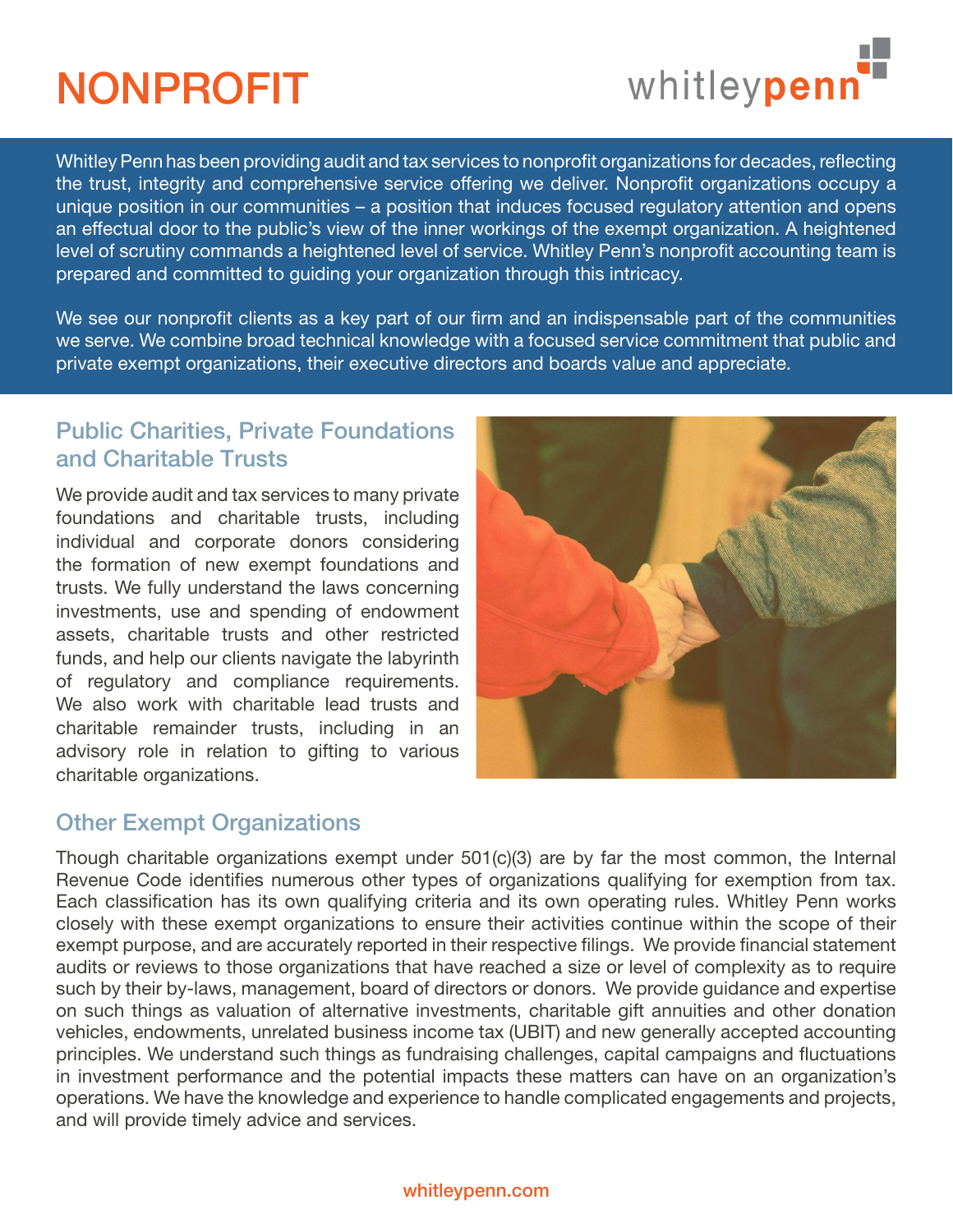# NONPROFIT

whitleypenn

Whitley Penn has been providing audit and tax services to nonprofit organizations for decades, reflecting the trust, integrity and comprehensive service offering we deliver. Nonprofit organizations occupy a unique position in our communities – a position that induces focused regulatory attention and opens an effectual door to the public's view of the inner workings of the exempt organization. A heightened level of scrutiny commands a heightened level of service. Whitley Penn's nonprofit accounting team is prepared and committed to guiding your organization through this intricacy.

We see our nonprofit clients as a key part of our firm and an indispensable part of the communities we serve. We combine broad technical knowledge with a focused service commitment that public and private exempt organizations, their executive directors and boards value and appreciate.

## Public Charities, Private Foundations and Charitable Trusts

We provide audit and tax services to many private foundations and charitable trusts, including individual and corporate donors considering the formation of new exempt foundations and trusts. We fully understand the laws concerning investments, use and spending of endowment assets, charitable trusts and other restricted funds, and help our clients navigate the labyrinth of regulatory and compliance requirements. We also work with charitable lead trusts and charitable remainder trusts, including in an advisory role in relation to gifting to various charitable organizations.

## Other Exempt Organizations

Though charitable organizations exempt under 501(c)(3) are by far the most common, the Internal Revenue Code identifies numerous other types of organizations qualifying for exemption from tax. Each classification has its own qualifying criteria and its own operating rules. Whitley Penn works closely with these exempt organizations to ensure their activities continue within the scope of their exempt purpose, and are accurately reported in their respective filings. We provide financial statement audits or reviews to those organizations that have reached a size or level of complexity as to require such by their by-laws, management, board of directors or donors. We provide guidance and expertise on such things as valuation of alternative investments, charitable gift annuities and other donation vehicles, endowments, unrelated business income tax (UBIT) and new generally accepted accounting principles. We understand such things as fundraising challenges, capital campaigns and fluctuations in investment performance and the potential impacts these matters can have on an organization's operations. We have the knowledge and experience to handle complicated engagements and projects, and will provide timely advice and services.

whitleypenn.com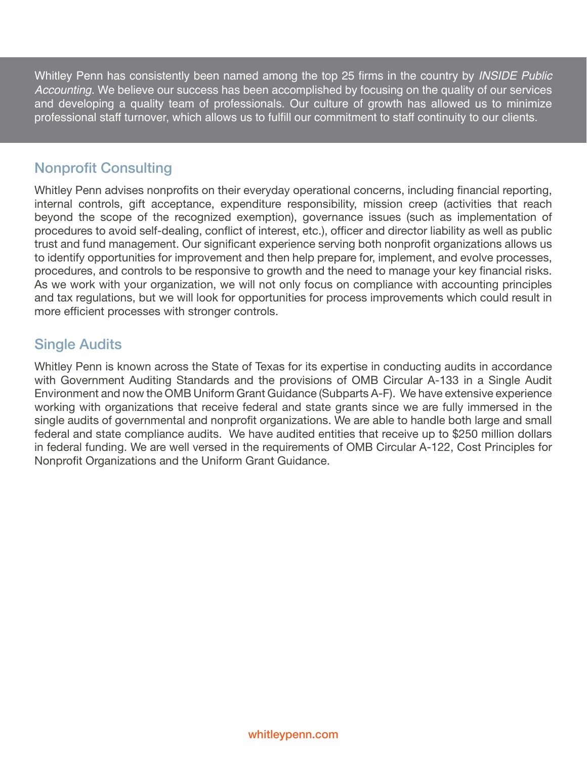Whitley Penn has consistently been named among the top 25 firms in the country by *INSIDE Public Accounting.* We believe our success has been accomplished by focusing on the quality of our services and developing a quality team of professionals. Our culture of growth has allowed us to minimize professional staff turnover, which allows us to fulfill our commitment to staff continuity to our clients.

## Nonprofit Consulting

Whitley Penn advises nonprofits on their everyday operational concerns, including financial reporting, internal controls, gift acceptance, expenditure responsibility, mission creep (activities that reach beyond the scope of the recognized exemption), governance issues (such as implementation of procedures to avoid self-dealing, conflict of interest, etc.), officer and director liability as well as public trust and fund management. Our significant experience serving both nonprofit organizations allows us to identify opportunities for improvement and then help prepare for, implement, and evolve processes, procedures, and controls to be responsive to growth and the need to manage your key financial risks. As we work with your organization, we will not only focus on compliance with accounting principles and tax regulations, but we will look for opportunities for process improvements which could result in more efficient processes with stronger controls.

## Single Audits

Whitley Penn is known across the State of Texas for its expertise in conducting audits in accordance with Government Auditing Standards and the provisions of OMB Circular A-133 in a Single Audit Environment and now the OMB Uniform Grant Guidance (Subparts A-F). We have extensive experience working with organizations that receive federal and state grants since we are fully immersed in the single audits of governmental and nonprofit organizations. We are able to handle both large and small federal and state compliance audits. We have audited entities that receive up to $250 million dollars in federal funding. We are well versed in the requirements of OMB Circular A-122, Cost Principles for Nonprofit Organizations and the Uniform Grant Guidance.

whitleypenn.com